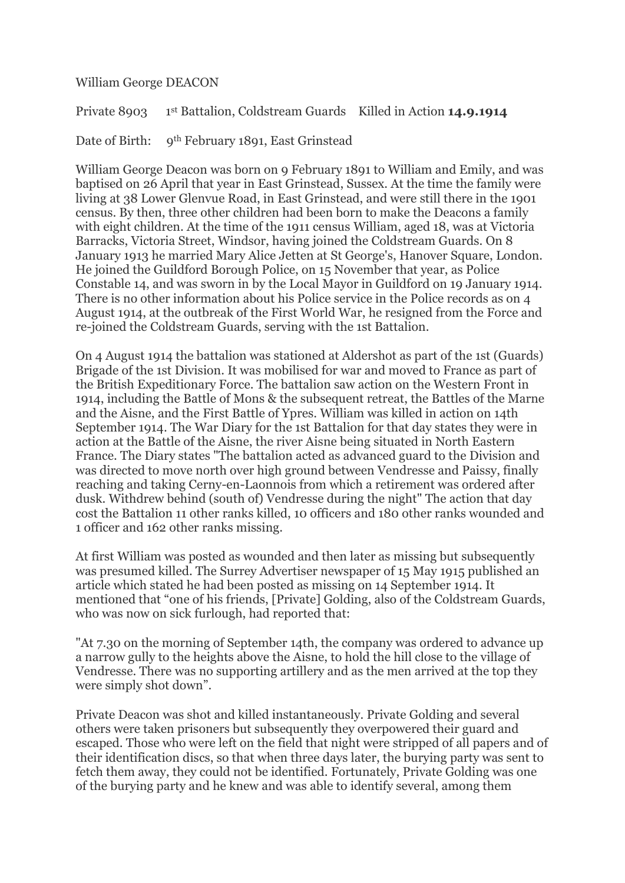William George DEACON

Private 8903 1st Battalion, Coldstream Guards Killed in Action **14.9.1914**

Date of Birth: 9th February 1891, East Grinstead

William George Deacon was born on 9 February 1891 to William and Emily, and was baptised on 26 April that year in East Grinstead, Sussex. At the time the family were living at 38 Lower Glenvue Road, in East Grinstead, and were still there in the 1901 census. By then, three other children had been born to make the Deacons a family with eight children. At the time of the 1911 census William, aged 18, was at Victoria Barracks, Victoria Street, Windsor, having joined the Coldstream Guards. On 8 January 1913 he married Mary Alice Jetten at St George's, Hanover Square, London. He joined the Guildford Borough Police, on 15 November that year, as Police Constable 14, and was sworn in by the Local Mayor in Guildford on 19 January 1914. There is no other information about his Police service in the Police records as on 4 August 1914, at the outbreak of the First World War, he resigned from the Force and re-joined the Coldstream Guards, serving with the 1st Battalion.

On 4 August 1914 the battalion was stationed at Aldershot as part of the 1st (Guards) Brigade of the 1st Division. It was mobilised for war and moved to France as part of the British Expeditionary Force. The battalion saw action on the Western Front in 1914, including the Battle of Mons & the subsequent retreat, the Battles of the Marne and the Aisne, and the First Battle of Ypres. William was killed in action on 14th September 1914. The War Diary for the 1st Battalion for that day states they were in action at the Battle of the Aisne, the river Aisne being situated in North Eastern France. The Diary states "The battalion acted as advanced guard to the Division and was directed to move north over high ground between Vendresse and Paissy, finally reaching and taking Cerny-en-Laonnois from which a retirement was ordered after dusk. Withdrew behind (south of) Vendresse during the night" The action that day cost the Battalion 11 other ranks killed, 10 officers and 180 other ranks wounded and 1 officer and 162 other ranks missing.

At first William was posted as wounded and then later as missing but subsequently was presumed killed. The Surrey Advertiser newspaper of 15 May 1915 published an article which stated he had been posted as missing on 14 September 1914. It mentioned that "one of his friends, [Private] Golding, also of the Coldstream Guards, who was now on sick furlough, had reported that:

"At 7.30 on the morning of September 14th, the company was ordered to advance up a narrow gully to the heights above the Aisne, to hold the hill close to the village of Vendresse. There was no supporting artillery and as the men arrived at the top they were simply shot down".

Private Deacon was shot and killed instantaneously. Private Golding and several others were taken prisoners but subsequently they overpowered their guard and escaped. Those who were left on the field that night were stripped of all papers and of their identification discs, so that when three days later, the burying party was sent to fetch them away, they could not be identified. Fortunately, Private Golding was one of the burying party and he knew and was able to identify several, among them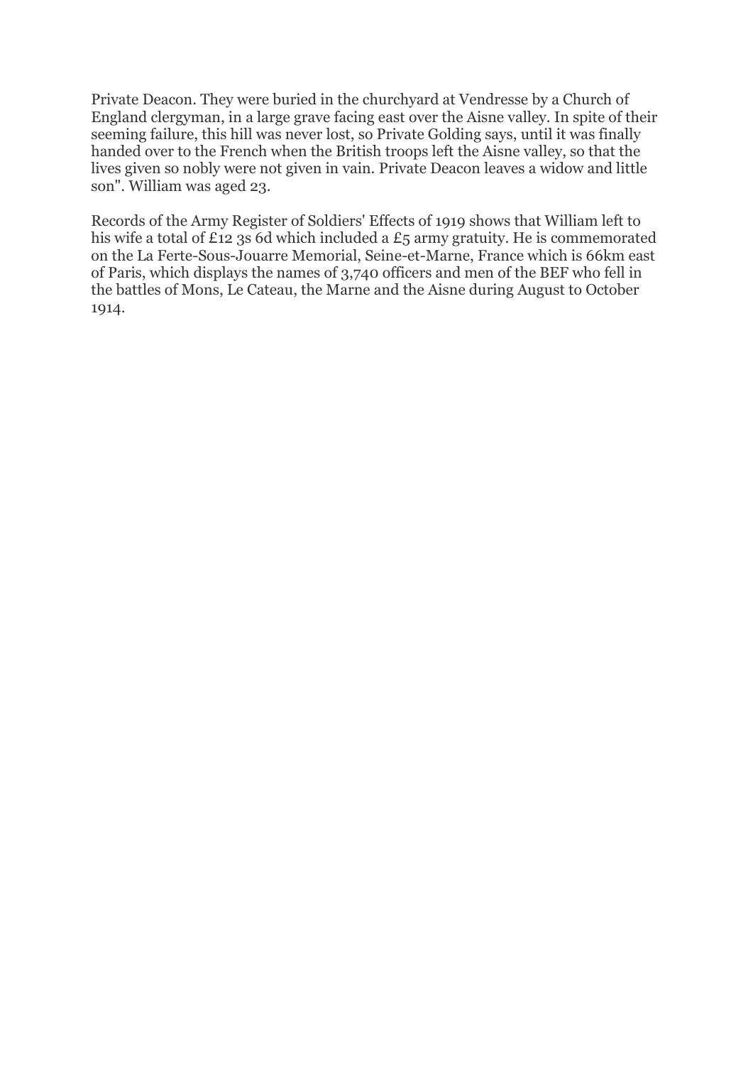Private Deacon. They were buried in the churchyard at Vendresse by a Church of England clergyman, in a large grave facing east over the Aisne valley. In spite of their seeming failure, this hill was never lost, so Private Golding says, until it was finally handed over to the French when the British troops left the Aisne valley, so that the lives given so nobly were not given in vain. Private Deacon leaves a widow and little son". William was aged 23.

Records of the Army Register of Soldiers' Effects of 1919 shows that William left to his wife a total of £12 3s 6d which included a £5 army gratuity. He is commemorated on the La Ferte-Sous-Jouarre Memorial, Seine-et-Marne, France which is 66km east of Paris, which displays the names of 3,740 officers and men of the BEF who fell in the battles of Mons, Le Cateau, the Marne and the Aisne during August to October 1914.